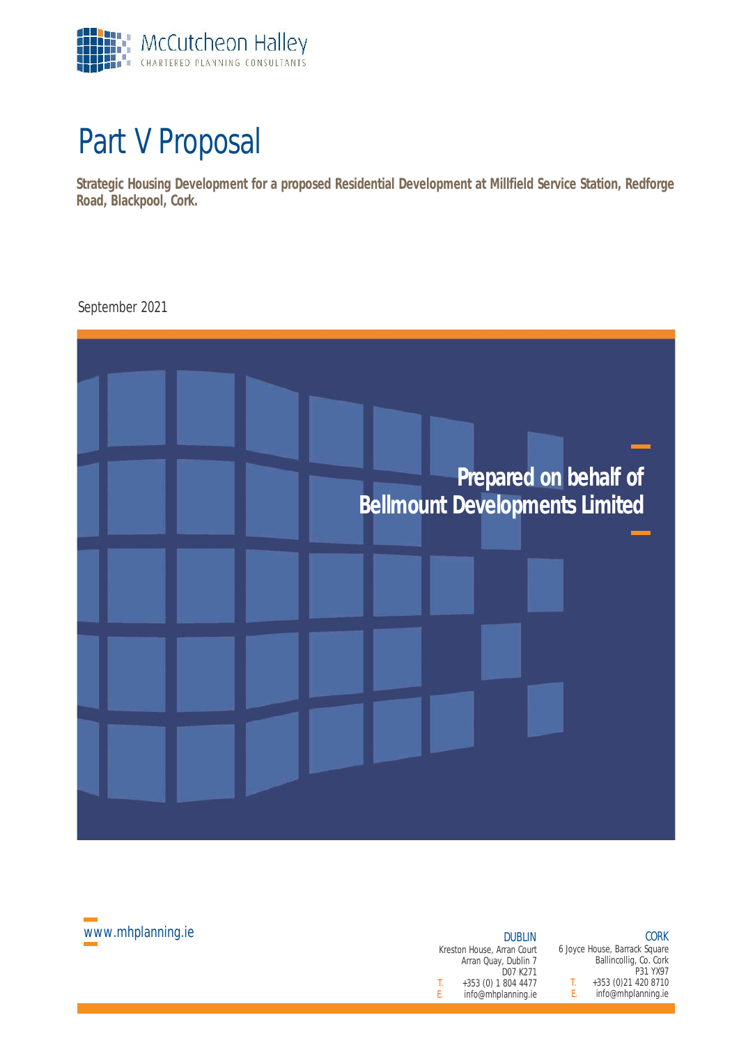McCutcheon Halley
CHARTERED PLANNING CONSULTANTS

# Part V Proposal

**Strategic Housing Development for a proposed Residential Development at Millfield Service Station, Redforge Road, Blackpool, Cork.**

September 2021

**Prepared on behalf of**
**Bellmount Developments Limited**

www.mhplanning.ie

**DUBLIN**
Kreston House, Arran Court
Arran Quay, Dublin 7
D07 K271
T. +353 (0) 1 804 4477
E. info@mhplanning.ie

**CORK**
6 Joyce House, Barrack Square
Ballincollig, Co. Cork
P31 YX97
T. +353 (0)21 420 8710
E. info@mhplanning.ie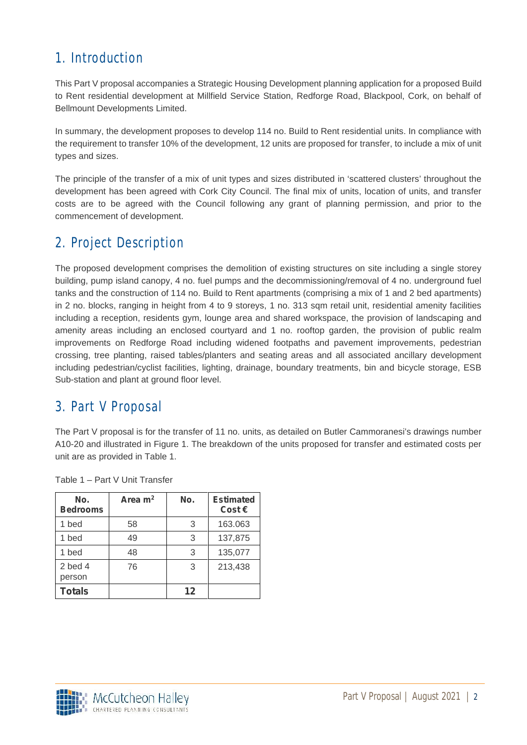# 1. Introduction

This Part V proposal accompanies a Strategic Housing Development planning application for a proposed Build to Rent residential development at Millfield Service Station, Redforge Road, Blackpool, Cork, on behalf of Bellmount Developments Limited.

In summary, the development proposes to develop 114 no. Build to Rent residential units. In compliance with the requirement to transfer 10% of the development, 12 units are proposed for transfer, to include a mix of unit types and sizes.

The principle of the transfer of a mix of unit types and sizes distributed in 'scattered clusters' throughout the development has been agreed with Cork City Council. The final mix of units, location of units, and transfer costs are to be agreed with the Council following any grant of planning permission, and prior to the commencement of development.

# 2. Project Description

The proposed development comprises the demolition of existing structures on site including a single storey building, pump island canopy, 4 no. fuel pumps and the decommissioning/removal of 4 no. underground fuel tanks and the construction of 114 no. Build to Rent apartments (comprising a mix of 1 and 2 bed apartments) in 2 no. blocks, ranging in height from 4 to 9 storeys, 1 no. 313 sqm retail unit, residential amenity facilities including a reception, residents gym, lounge area and shared workspace, the provision of landscaping and amenity areas including an enclosed courtyard and 1 no. rooftop garden, the provision of public realm improvements on Redforge Road including widened footpaths and pavement improvements, pedestrian crossing, tree planting, raised tables/planters and seating areas and all associated ancillary development including pedestrian/cyclist facilities, lighting, drainage, boundary treatments, bin and bicycle storage, ESB Sub-station and plant at ground floor level.

# 3. Part V Proposal

The Part V proposal is for the transfer of 11 no. units, as detailed on Butler Cammoranesi's drawings number A10-20 and illustrated in Figure 1. The breakdown of the units proposed for transfer and estimated costs per unit are as provided in Table 1.

Table 1 – Part V Unit Transfer

| No. Bedrooms | Area $m^2$ | No. | Estimated Cost € |
|---|---|---|---|
| 1 bed | 58 | 3 | 163.063 |
| 1 bed | 49 | 3 | 137,875 |
| 1 bed | 48 | 3 | 135,077 |
| 2 bed 4 person | 76 | 3 | 213,438 |
| **Totals** | | **12** | |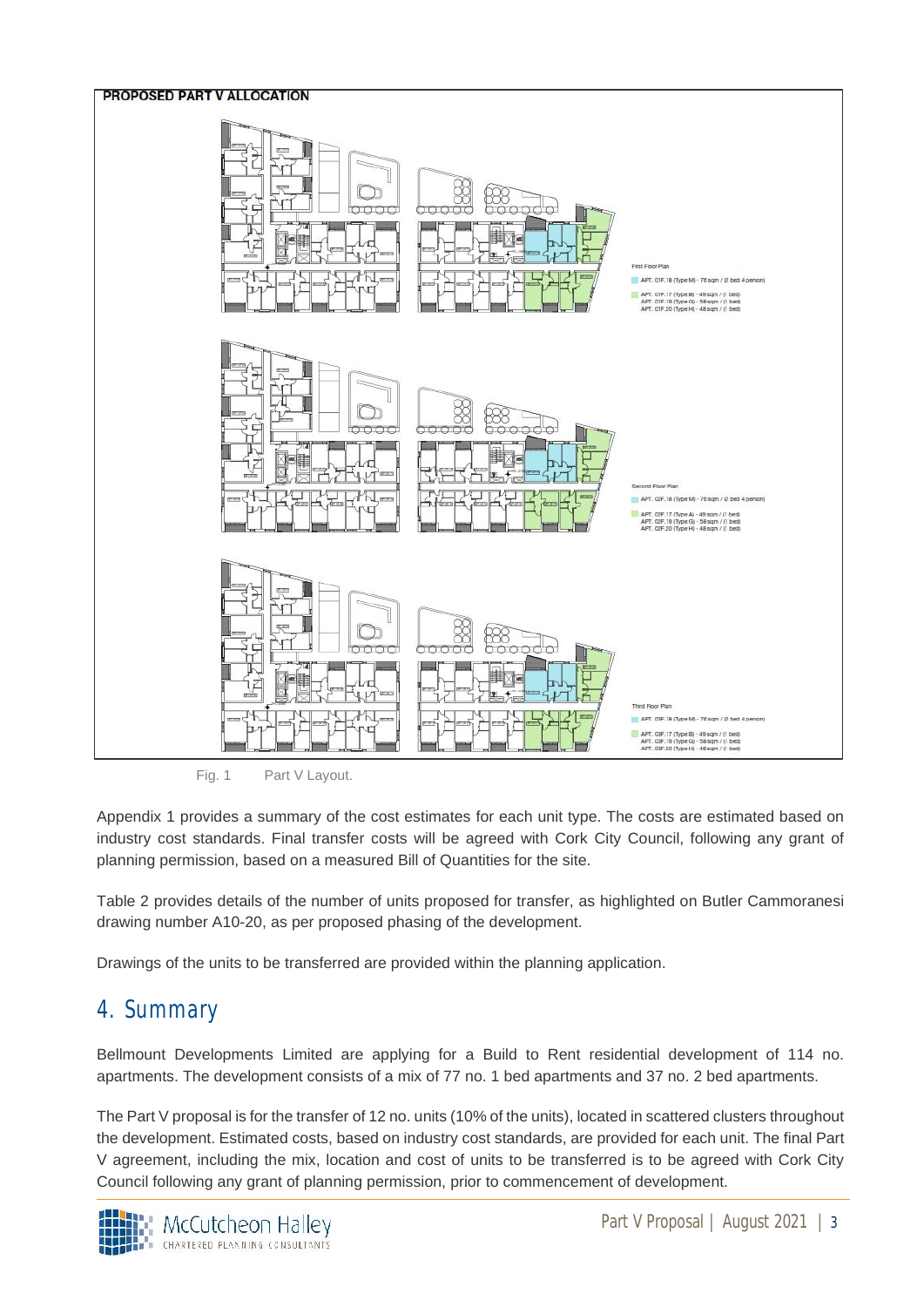**PROPOSED PART V ALLOCATION**

First Floor Plan

- APT. 01F.18 (Type M) - 76 sqm / (2 bed 4 person)
- APT. 01F.17 (Type B) - 49 sqm / (1 bed)
  APT. 01F.19 (Type G) - 58 sqm / (1 bed)
  APT. 01F.20 (Type H) - 48 sqm / (1 bed)

Second Floor Plan

- APT. 02F.18 (Type M) - 76 sqm / (2 bed 4 person)
- APT. 02F.17 (Type A) - 49 sqm / (1 bed)
  APT. 02F.19 (Type G) - 58 sqm / (1 bed)
  APT. 02F.20 (Type H) - 48 sqm / (1 bed)

Third Floor Plan

- APT. 03F.18 (Type M) - 76 sqm / (2 bed 4 person)
- APT. 03F.17 (Type B) - 49 sqm / (1 bed)
  APT. 03F.19 (Type G) - 58 sqm / (1 bed)
  APT. 03F.20 (Type H) - 48 sqm / (1 bed)

Fig. 1 Part V Layout.

Appendix 1 provides a summary of the cost estimates for each unit type. The costs are estimated based on industry cost standards. Final transfer costs will be agreed with Cork City Council, following any grant of planning permission, based on a measured Bill of Quantities for the site.

Table 2 provides details of the number of units proposed for transfer, as highlighted on Butler Cammoranesi drawing number A10-20, as per proposed phasing of the development.

Drawings of the units to be transferred are provided within the planning application.

## 4. Summary

Bellmount Developments Limited are applying for a Build to Rent residential development of 114 no. apartments. The development consists of a mix of 77 no. 1 bed apartments and 37 no. 2 bed apartments.

The Part V proposal is for the transfer of 12 no. units (10% of the units), located in scattered clusters throughout the development. Estimated costs, based on industry cost standards, are provided for each unit. The final Part V agreement, including the mix, location and cost of units to be transferred is to be agreed with Cork City Council following any grant of planning permission, prior to commencement of development.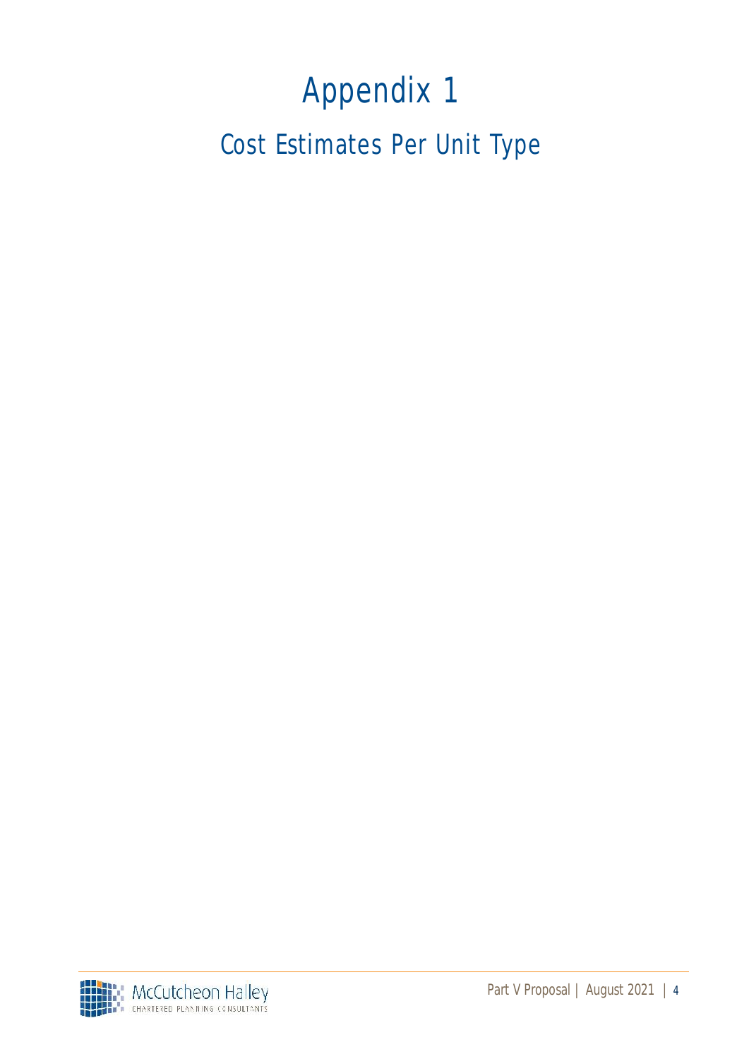# Appendix 1

## Cost Estimates Per Unit Type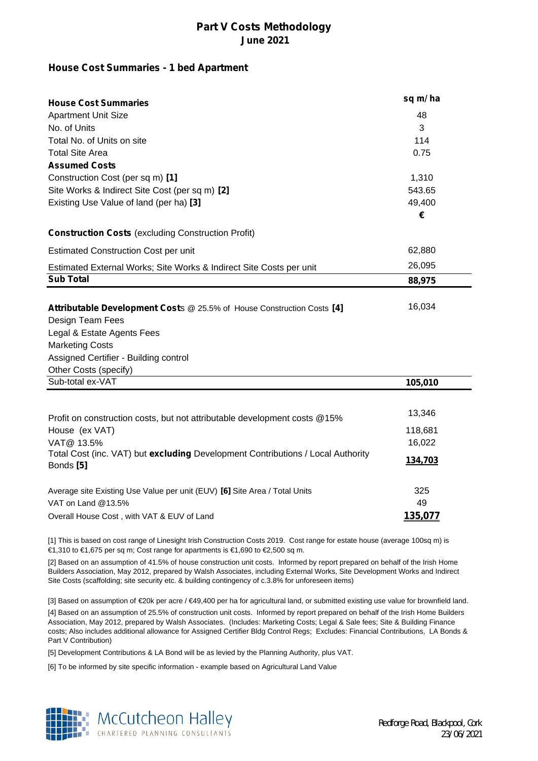# Part V Costs Methodology
## June 2021

### House Cost Summaries - 1 bed Apartment

| **House Cost Summaries** | **sq m/ha** |
|---|---|
| Apartment Unit Size | 48 |
| No. of Units | 3 |
| Total No. of Units on site | 114 |
| Total Site Area | 0.75 |
| **Assumed Costs** | |
| Construction Cost (per sq m) **[1]** | 1,310 |
| Site Works & Indirect Site Cost (per sq m) **[2]** | 543.65 |
| Existing Use Value of land (per ha) **[3]** | 49,400 |
| | **€** |
| **Construction Costs** (excluding Construction Profit) | |
| Estimated Construction Cost per unit | 62,880 |
| Estimated External Works; Site Works & Indirect Site Costs per unit | 26,095 |
| **Sub Total** | **88,975** |
| **Attributable Development Costs** @ 25.5% of House Construction Costs **[4]** | 16,034 |
| Design Team Fees | |
| Legal & Estate Agents Fees | |
| Marketing Costs | |
| Assigned Certifier - Building control | |
| Other Costs (specify) | |
| Sub-total ex-VAT | **105,010** |
| Profit on construction costs, but not attributable development costs @15% | 13,346 |
| House (ex VAT) | 118,681 |
| VAT@ 13.5% | 16,022 |
| Total Cost (inc. VAT) but **excluding** Development Contributions / Local Authority Bonds **[5]** | **134,703** |
| Average site Existing Use Value per unit (EUV) **[6]** Site Area / Total Units | 325 |
| VAT on Land @13.5% | 49 |
| Overall House Cost , with VAT & EUV of Land | **135,077** |

[1] This is based on cost range of Linesight Irish Construction Costs 2019. Cost range for estate house (average 100sq m) is €1,310 to €1,675 per sq m; Cost range for apartments is €1,690 to €2,500 sq m.

[2] Based on an assumption of 41.5% of house construction unit costs. Informed by report prepared on behalf of the Irish Home Builders Association, May 2012, prepared by Walsh Associates, including External Works, Site Development Works and Indirect Site Costs (scaffolding; site security etc. & building contingency of c.3.8% for unforeseen items)

[3] Based on assumption of €20k per acre / €49,400 per ha for agricultural land, or submitted existing use value for brownfield land.

[4] Based on an assumption of 25.5% of construction unit costs. Informed by report prepared on behalf of the Irish Home Builders Association, May 2012, prepared by Walsh Associates. (Includes: Marketing Costs; Legal & Sale fees; Site & Building Finance costs; Also includes additional allowance for Assigned Certifier Bldg Control Regs; Excludes: Financial Contributions, LA Bonds & Part V Contribution)

[5] Development Contributions & LA Bond will be as levied by the Planning Authority, plus VAT.

[6] To be informed by site specific information - example based on Agricultural Land Value

McCutcheon Halley
CHARTERED PLANNING CONSULTANTS

Redforge Road, Blackpool, Cork
23/06/2021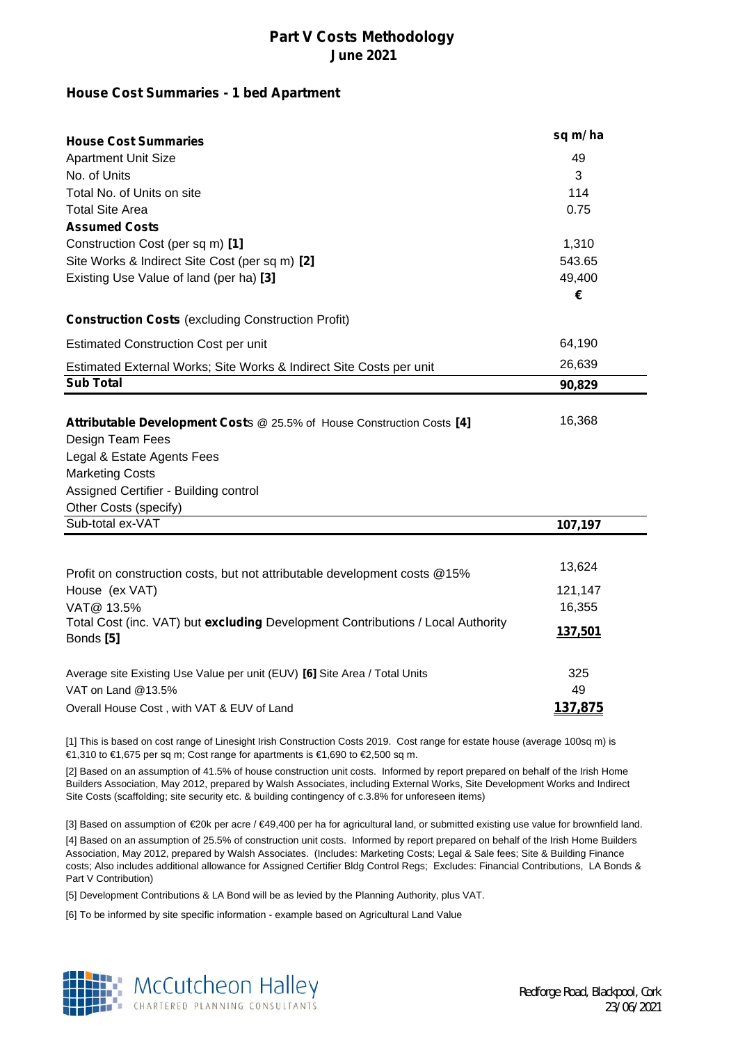# Part V Costs Methodology
## June 2021

### House Cost Summaries - 1 bed Apartment

| **House Cost Summaries** | **sq m/ha** |
|---|---|
| Apartment Unit Size | 49 |
| No. of Units | 3 |
| Total No. of Units on site | 114 |
| Total Site Area | 0.75 |
| **Assumed Costs** | |
| Construction Cost (per sq m) **[1]** | 1,310 |
| Site Works & Indirect Site Cost (per sq m) **[2]** | 543.65 |
| Existing Use Value of land (per ha) **[3]** | 49,400 |
| | **€** |
| **Construction Costs** (excluding Construction Profit) | |
| Estimated Construction Cost per unit | 64,190 |
| Estimated External Works; Site Works & Indirect Site Costs per unit | 26,639 |
| **Sub Total** | **90,829** |
| **Attributable Development Costs** @ 25.5% of House Construction Costs **[4]** | 16,368 |
| Design Team Fees | |
| Legal & Estate Agents Fees | |
| Marketing Costs | |
| Assigned Certifier - Building control | |
| Other Costs (specify) | |
| Sub-total ex-VAT | **107,197** |
| Profit on construction costs, but not attributable development costs @15% | 13,624 |
| House (ex VAT) | 121,147 |
| VAT@ 13.5% | 16,355 |
| Total Cost (inc. VAT) but **excluding** Development Contributions / Local Authority Bonds **[5]** | **137,501** |
| Average site Existing Use Value per unit (EUV) **[6]** Site Area / Total Units | 325 |
| VAT on Land @13.5% | 49 |
| Overall House Cost , with VAT & EUV of Land | **137,875** |

[1] This is based on cost range of Linesight Irish Construction Costs 2019. Cost range for estate house (average 100sq m) is €1,310 to €1,675 per sq m; Cost range for apartments is €1,690 to €2,500 sq m.

[2] Based on an assumption of 41.5% of house construction unit costs. Informed by report prepared on behalf of the Irish Home Builders Association, May 2012, prepared by Walsh Associates, including External Works, Site Development Works and Indirect Site Costs (scaffolding; site security etc. & building contingency of c.3.8% for unforeseen items)

[3] Based on assumption of €20k per acre / €49,400 per ha for agricultural land, or submitted existing use value for brownfield land.

[4] Based on an assumption of 25.5% of construction unit costs. Informed by report prepared on behalf of the Irish Home Builders Association, May 2012, prepared by Walsh Associates. (Includes: Marketing Costs; Legal & Sale fees; Site & Building Finance costs; Also includes additional allowance for Assigned Certifier Bldg Control Regs; Excludes: Financial Contributions, LA Bonds & Part V Contribution)

[5] Development Contributions & LA Bond will be as levied by the Planning Authority, plus VAT.

[6] To be informed by site specific information - example based on Agricultural Land Value

McCutcheon Halley
CHARTERED PLANNING CONSULTANTS

Redforge Road, Blackpool, Cork
23/06/2021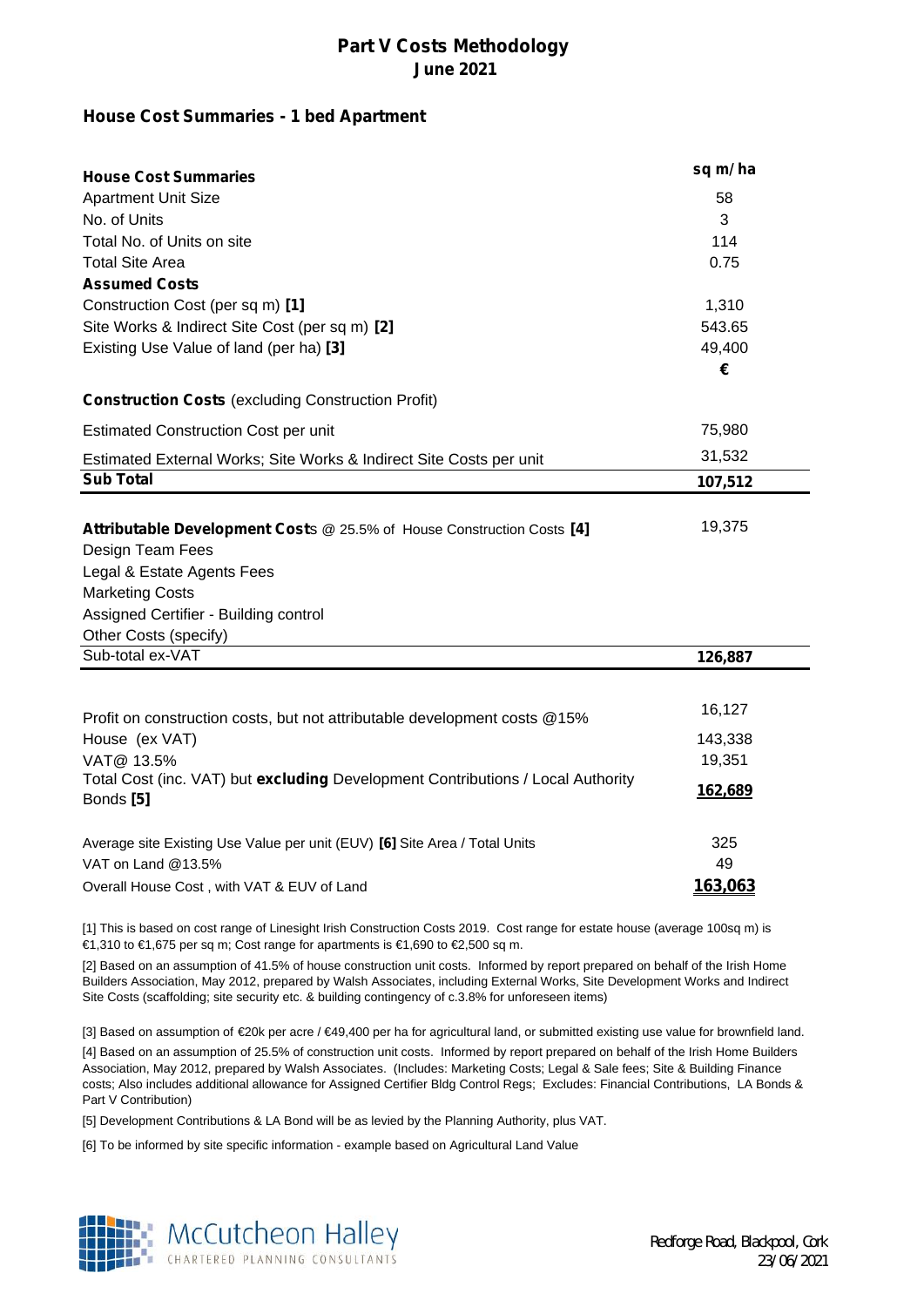# Part V Costs Methodology
## June 2021

### House Cost Summaries - 1 bed Apartment

| **House Cost Summaries** | **sq m/ha** |
|---|---|
| Apartment Unit Size | 58 |
| No. of Units | 3 |
| Total No. of Units on site | 114 |
| Total Site Area | 0.75 |
| **Assumed Costs** | |
| Construction Cost (per sq m) **[1]** | 1,310 |
| Site Works & Indirect Site Cost (per sq m) **[2]** | 543.65 |
| Existing Use Value of land (per ha) **[3]** | 49,400 |
| | **€** |
| **Construction Costs** (excluding Construction Profit) | |
| Estimated Construction Cost per unit | 75,980 |
| Estimated External Works; Site Works & Indirect Site Costs per unit | 31,532 |
| **Sub Total** | **107,512** |
| **Attributable Development Costs** @ 25.5% of House Construction Costs **[4]** | 19,375 |
| Design Team Fees | |
| Legal & Estate Agents Fees | |
| Marketing Costs | |
| Assigned Certifier - Building control | |
| Other Costs (specify) | |
| Sub-total ex-VAT | **126,887** |
| Profit on construction costs, but not attributable development costs @15% | 16,127 |
| House (ex VAT) | 143,338 |
| VAT@ 13.5% | 19,351 |
| Total Cost (inc. VAT) but **excluding** Development Contributions / Local Authority Bonds **[5]** | **162,689** |
| Average site Existing Use Value per unit (EUV) **[6]** Site Area / Total Units | 325 |
| VAT on Land @13.5% | 49 |
| Overall House Cost , with VAT & EUV of Land | **163,063** |

[1] This is based on cost range of Linesight Irish Construction Costs 2019. Cost range for estate house (average 100sq m) is €1,310 to €1,675 per sq m; Cost range for apartments is €1,690 to €2,500 sq m.

[2] Based on an assumption of 41.5% of house construction unit costs. Informed by report prepared on behalf of the Irish Home Builders Association, May 2012, prepared by Walsh Associates, including External Works, Site Development Works and Indirect Site Costs (scaffolding; site security etc. & building contingency of c.3.8% for unforeseen items)

[3] Based on assumption of €20k per acre / €49,400 per ha for agricultural land, or submitted existing use value for brownfield land.

[4] Based on an assumption of 25.5% of construction unit costs. Informed by report prepared on behalf of the Irish Home Builders Association, May 2012, prepared by Walsh Associates. (Includes: Marketing Costs; Legal & Sale fees; Site & Building Finance costs; Also includes additional allowance for Assigned Certifier Bldg Control Regs; Excludes: Financial Contributions, LA Bonds & Part V Contribution)

[5] Development Contributions & LA Bond will be as levied by the Planning Authority, plus VAT.

[6] To be informed by site specific information - example based on Agricultural Land Value

McCutcheon Halley CHARTERED PLANNING CONSULTANTS

Redforge Road, Blackpool, Cork
23/06/2021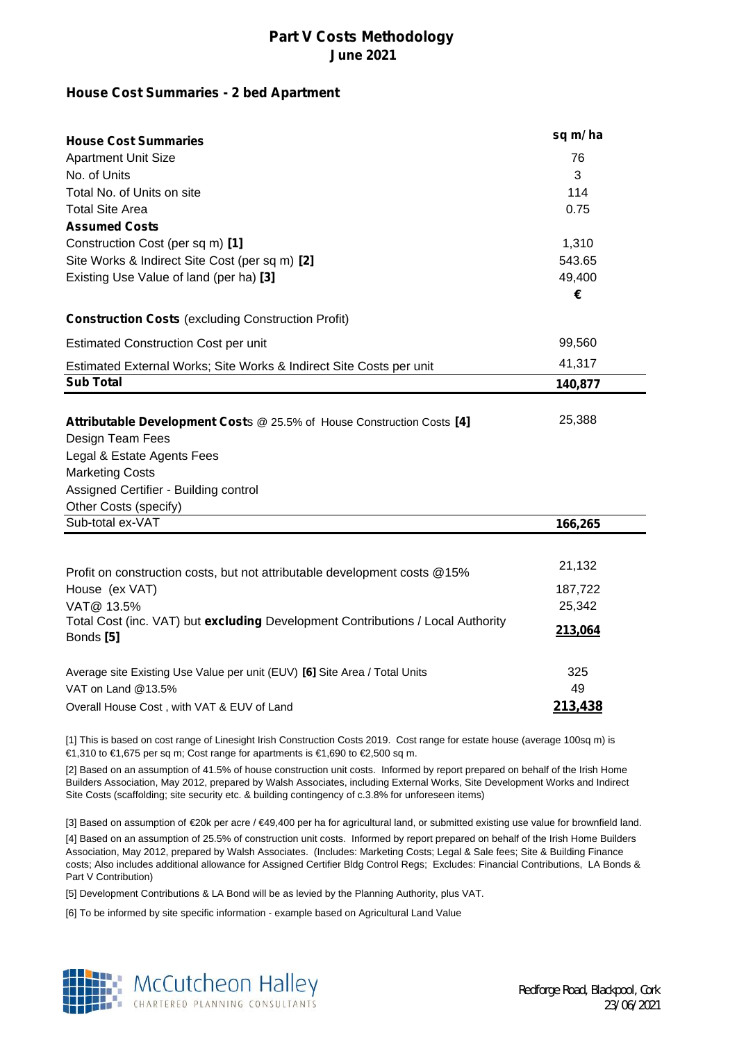# Part V Costs Methodology
## June 2021

### House Cost Summaries - 2 bed Apartment

| **House Cost Summaries** | **sq m/ha** |
|---|---|
| Apartment Unit Size | 76 |
| No. of Units | 3 |
| Total No. of Units on site | 114 |
| Total Site Area | 0.75 |
| **Assumed Costs** | |
| Construction Cost (per sq m) **[1]** | 1,310 |
| Site Works & Indirect Site Cost (per sq m) **[2]** | 543.65 |
| Existing Use Value of land (per ha) **[3]** | 49,400 |
| | **€** |
| **Construction Costs** (excluding Construction Profit) | |
| Estimated Construction Cost per unit | 99,560 |
| Estimated External Works; Site Works & Indirect Site Costs per unit | 41,317 |
| **Sub Total** | **140,877** |
| **Attributable Development Costs** @ 25.5% of House Construction Costs **[4]** | 25,388 |
| Design Team Fees | |
| Legal & Estate Agents Fees | |
| Marketing Costs | |
| Assigned Certifier - Building control | |
| Other Costs (specify) | |
| Sub-total ex-VAT | **166,265** |
| Profit on construction costs, but not attributable development costs @15% | 21,132 |
| House (ex VAT) | 187,722 |
| VAT@ 13.5% | 25,342 |
| Total Cost (inc. VAT) but **excluding** Development Contributions / Local Authority Bonds **[5]** | **213,064** |
| Average site Existing Use Value per unit (EUV) **[6]** Site Area / Total Units | 325 |
| VAT on Land @13.5% | 49 |
| Overall House Cost , with VAT & EUV of Land | **213,438** |

[1] This is based on cost range of Linesight Irish Construction Costs 2019. Cost range for estate house (average 100sq m) is €1,310 to €1,675 per sq m; Cost range for apartments is €1,690 to €2,500 sq m.

[2] Based on an assumption of 41.5% of house construction unit costs. Informed by report prepared on behalf of the Irish Home Builders Association, May 2012, prepared by Walsh Associates, including External Works, Site Development Works and Indirect Site Costs (scaffolding; site security etc. & building contingency of c.3.8% for unforeseen items)

[3] Based on assumption of €20k per acre / €49,400 per ha for agricultural land, or submitted existing use value for brownfield land.

[4] Based on an assumption of 25.5% of construction unit costs. Informed by report prepared on behalf of the Irish Home Builders Association, May 2012, prepared by Walsh Associates. (Includes: Marketing Costs; Legal & Sale fees; Site & Building Finance costs; Also includes additional allowance for Assigned Certifier Bldg Control Regs; Excludes: Financial Contributions, LA Bonds & Part V Contribution)

[5] Development Contributions & LA Bond will be as levied by the Planning Authority, plus VAT.

[6] To be informed by site specific information - example based on Agricultural Land Value

McCutcheon Halley
CHARTERED PLANNING CONSULTANTS

Redforge Road, Blackpool, Cork
23/06/2021